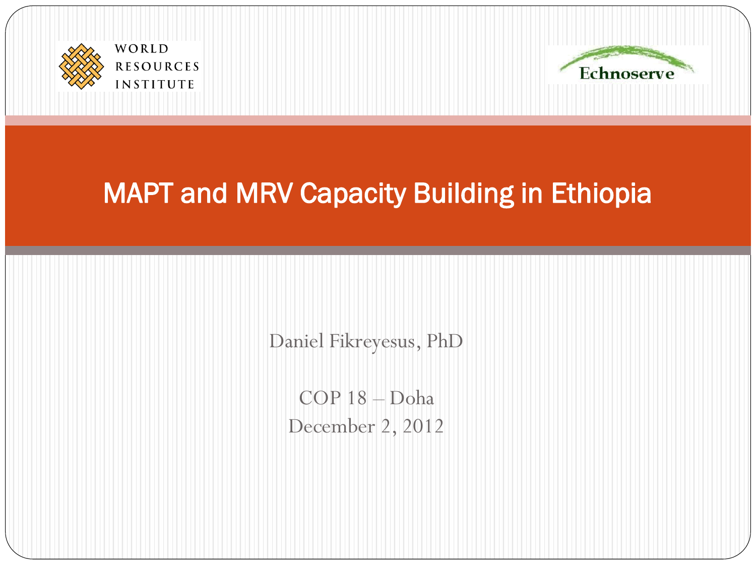WORLD RESOURCES INSTITUTE

Echnoserve

# MAPT and MRV Capacity Building in Ethiopia

Daniel Fikreyesus, PhD

COP 18 – Doha
December 2, 2012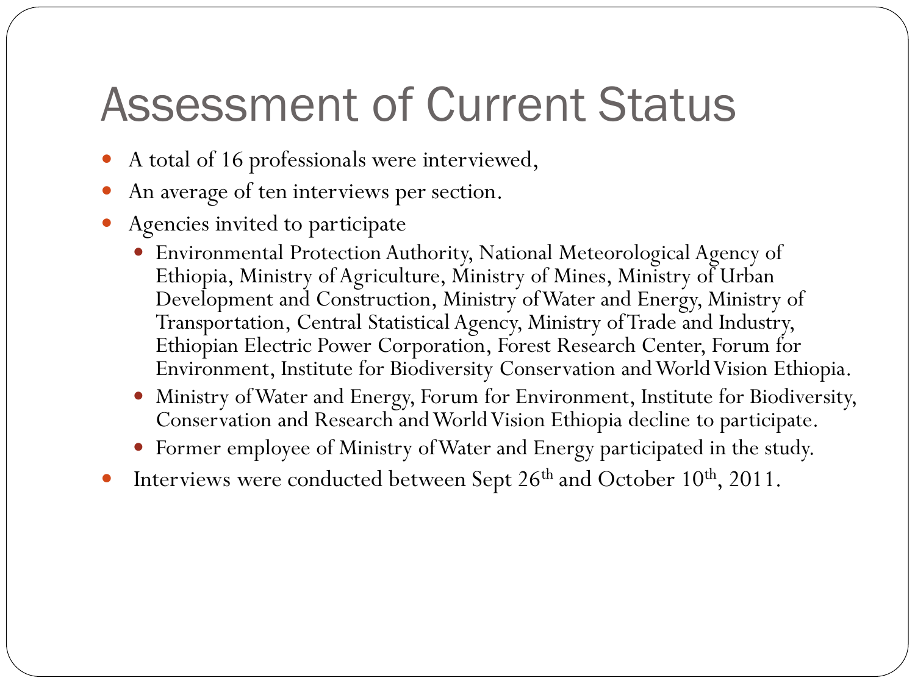# Assessment of Current Status

- A total of 16 professionals were interviewed,
- An average of ten interviews per section.
- Agencies invited to participate
  - Environmental Protection Authority, National Meteorological Agency of Ethiopia, Ministry of Agriculture, Ministry of Mines, Ministry of Urban Development and Construction, Ministry of Water and Energy, Ministry of Transportation, Central Statistical Agency, Ministry of Trade and Industry, Ethiopian Electric Power Corporation, Forest Research Center, Forum for Environment, Institute for Biodiversity Conservation and World Vision Ethiopia.
  - Ministry of Water and Energy, Forum for Environment, Institute for Biodiversity, Conservation and Research and World Vision Ethiopia decline to participate.
  - Former employee of Ministry of Water and Energy participated in the study.
- Interviews were conducted between Sept 26th and October 10th, 2011.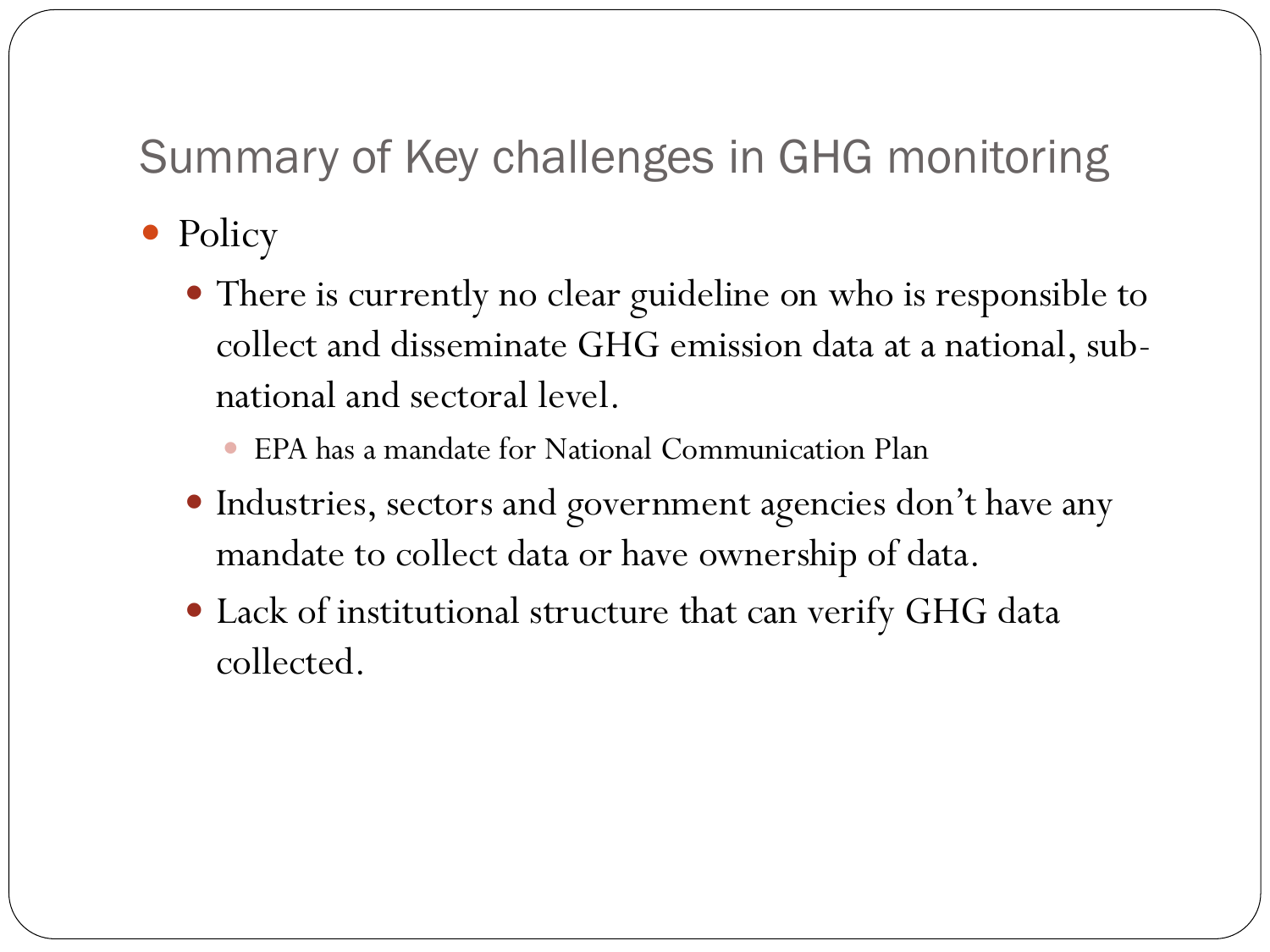# Summary of Key challenges in GHG monitoring

- Policy
  - There is currently no clear guideline on who is responsible to collect and disseminate GHG emission data at a national, sub-national and sectoral level.
    - EPA has a mandate for National Communication Plan
  - Industries, sectors and government agencies don't have any mandate to collect data or have ownership of data.
  - Lack of institutional structure that can verify GHG data collected.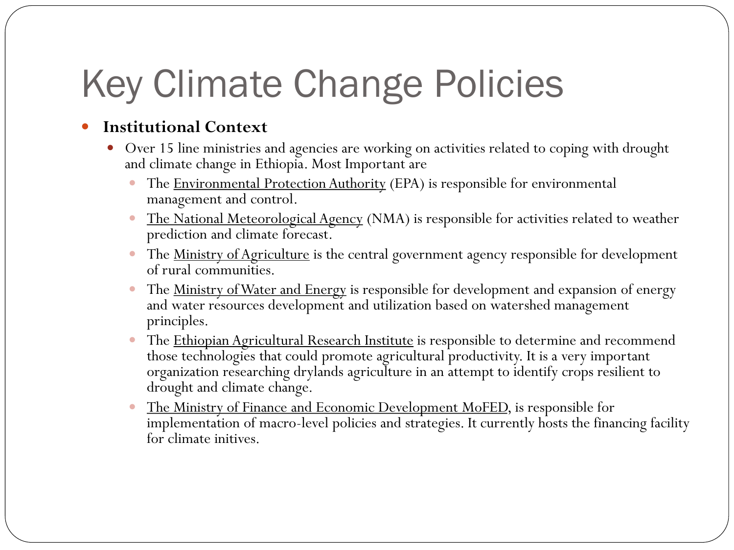# Key Climate Change Policies

- **Institutional Context**
  - Over 15 line ministries and agencies are working on activities related to coping with drought and climate change in Ethiopia. Most Important are
    - The Environmental Protection Authority (EPA) is responsible for environmental management and control.
    - The National Meteorological Agency (NMA) is responsible for activities related to weather prediction and climate forecast.
    - The Ministry of Agriculture is the central government agency responsible for development of rural communities.
    - The Ministry of Water and Energy is responsible for development and expansion of energy and water resources development and utilization based on watershed management principles.
    - The Ethiopian Agricultural Research Institute is responsible to determine and recommend those technologies that could promote agricultural productivity. It is a very important organization researching drylands agriculture in an attempt to identify crops resilient to drought and climate change.
    - The Ministry of Finance and Economic Development MoFED, is responsible for implementation of macro-level policies and strategies. It currently hosts the financing facility for climate initives.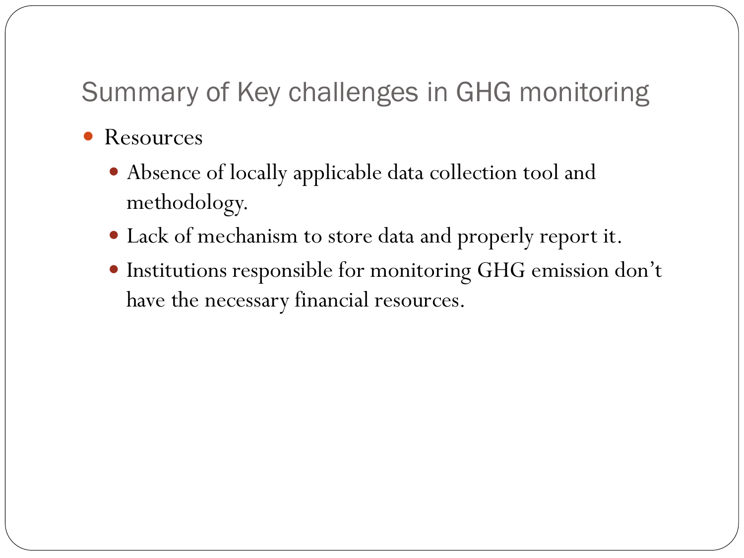# Summary of Key challenges in GHG monitoring

- Resources
  - Absence of locally applicable data collection tool and methodology.
  - Lack of mechanism to store data and properly report it.
  - Institutions responsible for monitoring GHG emission don't have the necessary financial resources.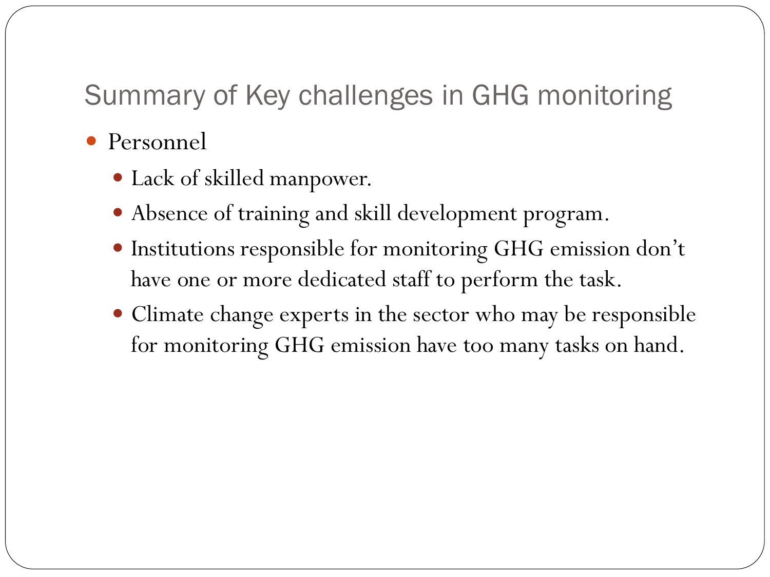# Summary of Key challenges in GHG monitoring

- Personnel
  - Lack of skilled manpower.
  - Absence of training and skill development program.
  - Institutions responsible for monitoring GHG emission don't have one or more dedicated staff to perform the task.
  - Climate change experts in the sector who may be responsible for monitoring GHG emission have too many tasks on hand.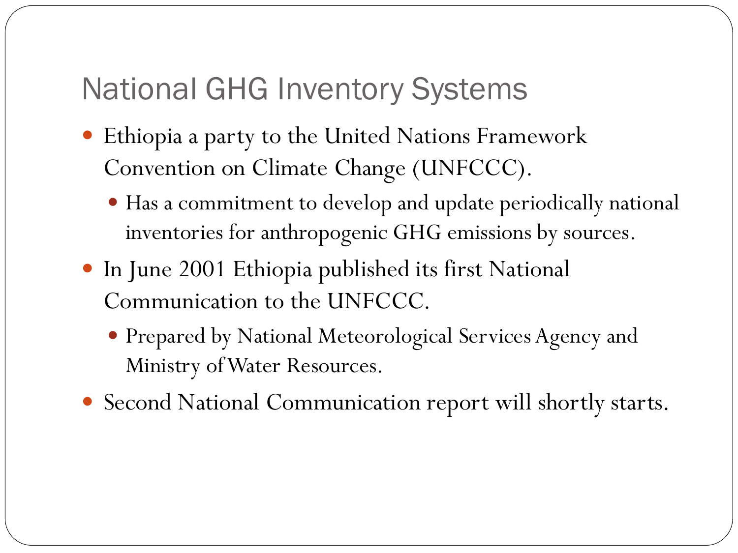# National GHG Inventory Systems

- Ethiopia a party to the United Nations Framework Convention on Climate Change (UNFCCC).
  - Has a commitment to develop and update periodically national inventories for anthropogenic GHG emissions by sources.
- In June 2001 Ethiopia published its first National Communication to the UNFCCC.
  - Prepared by National Meteorological Services Agency and Ministry of Water Resources.
- Second National Communication report will shortly starts.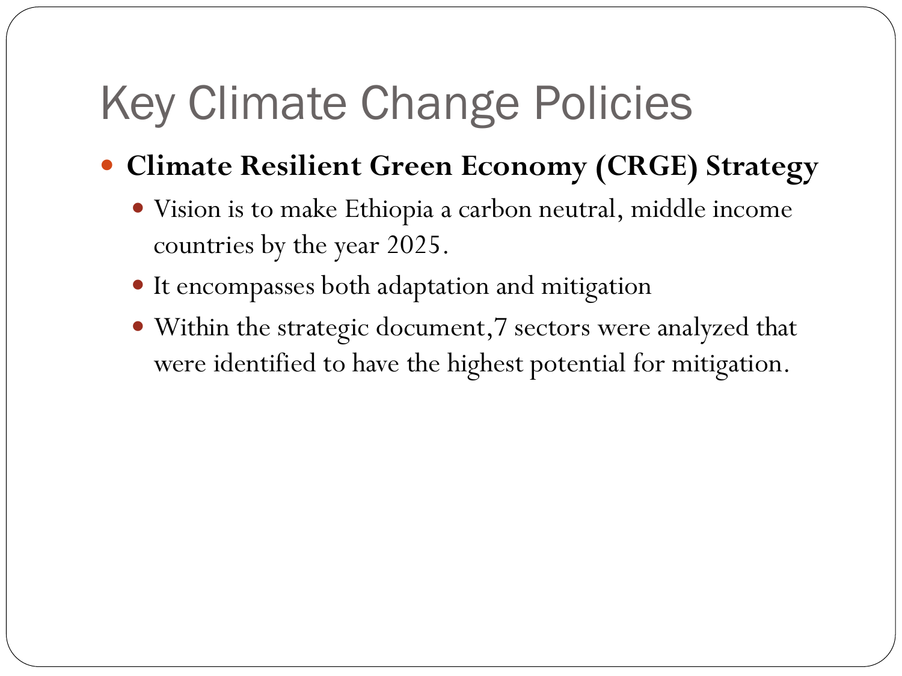# Key Climate Change Policies

- **Climate Resilient Green Economy (CRGE) Strategy**
  - Vision is to make Ethiopia a carbon neutral, middle income countries by the year 2025.
  - It encompasses both adaptation and mitigation
  - Within the strategic document,7 sectors were analyzed that were identified to have the highest potential for mitigation.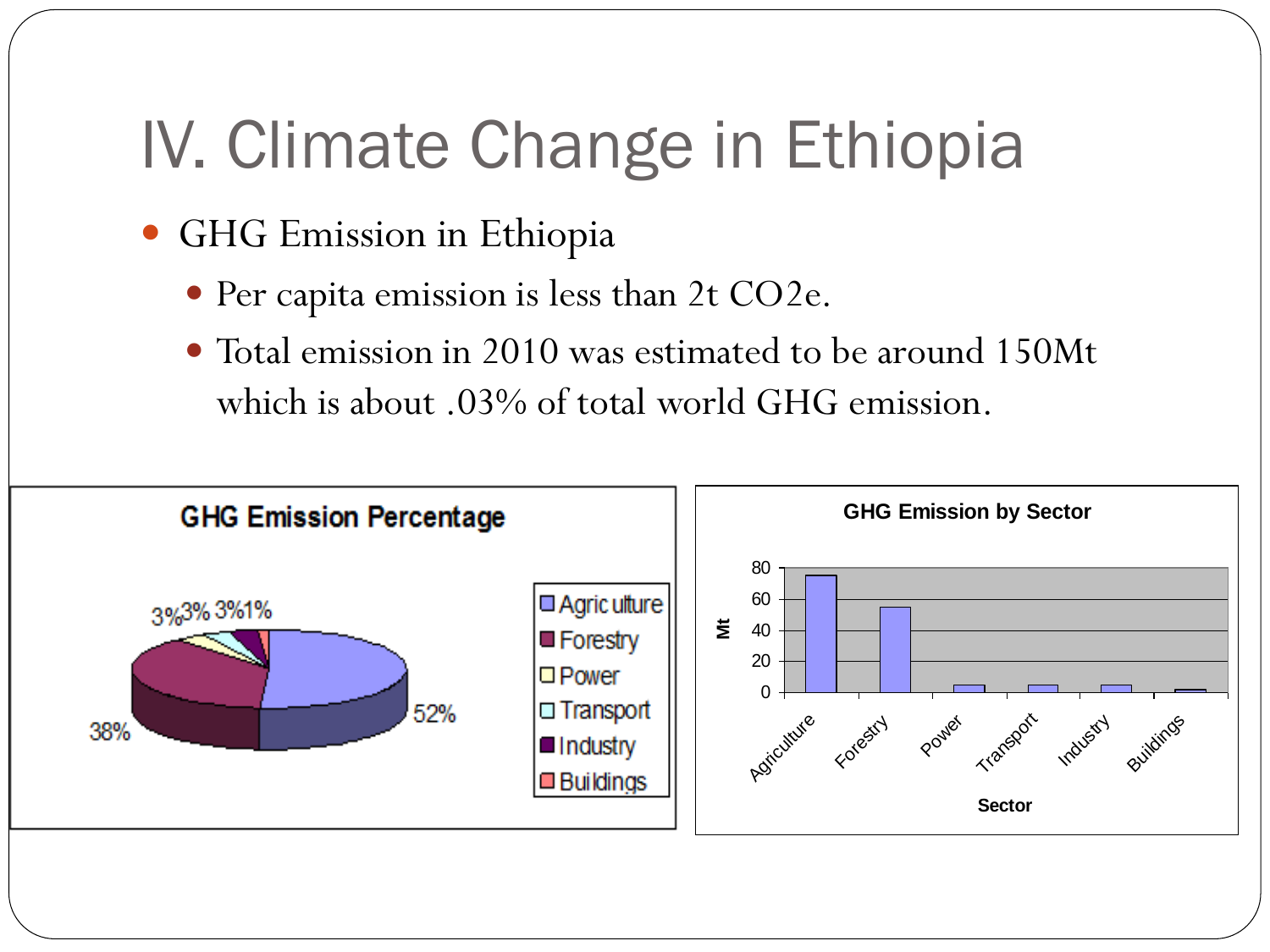# IV. Climate Change in Ethiopia

- GHG Emission in Ethiopia
  - Per capita emission is less than 2t CO2e.
  - Total emission in 2010 was estimated to be around 150Mt which is about .03% of total world GHG emission.

**GHG Emission Percentage**

| Sector | Percentage |
|---|---|
| Agriculture | 52% |
| Forestry | 38% |
| Power | 3% |
| Transport | 3% |
| Industry | 3% |
| Buildings | 1% |

**GHG Emission by Sector**

Y-axis: Mt (0–80); X-axis: Sector (Agriculture, Forestry, Power, Transport, Industry, Buildings)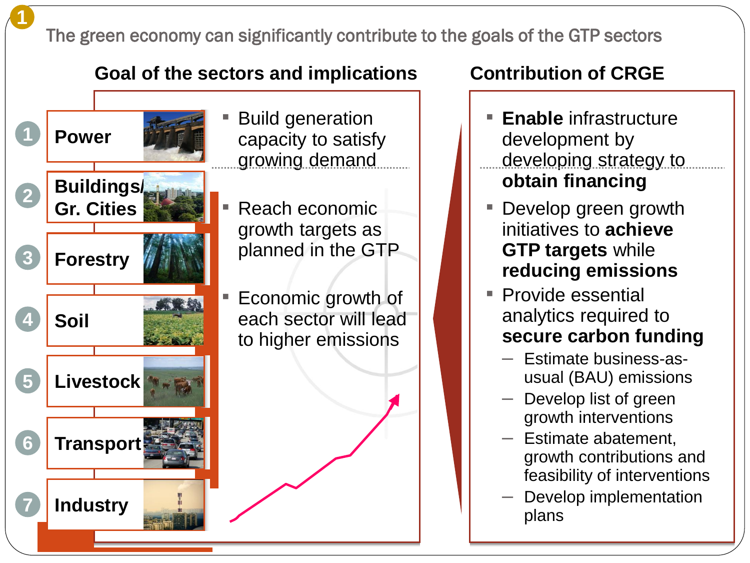# 1 The green economy can significantly contribute to the goals of the GTP sectors

## Goal of the sectors and implications

1. **Power**
2. **Buildings/ Gr. Cities**
3. **Forestry**
4. **Soil**
5. **Livestock**
6. **Transport**
7. **Industry**

- Build generation capacity to satisfy growing demand
- Reach economic growth targets as planned in the GTP
- Economic growth of each sector will lead to higher emissions

## Contribution of CRGE

- **Enable** infrastructure development by developing strategy to **obtain financing**
- Develop green growth initiatives to **achieve GTP targets** while **reducing emissions**
- Provide essential analytics required to **secure carbon funding**
  - Estimate business-as-usual (BAU) emissions
  - Develop list of green growth interventions
  - Estimate abatement, growth contributions and feasibility of interventions
  - Develop implementation plans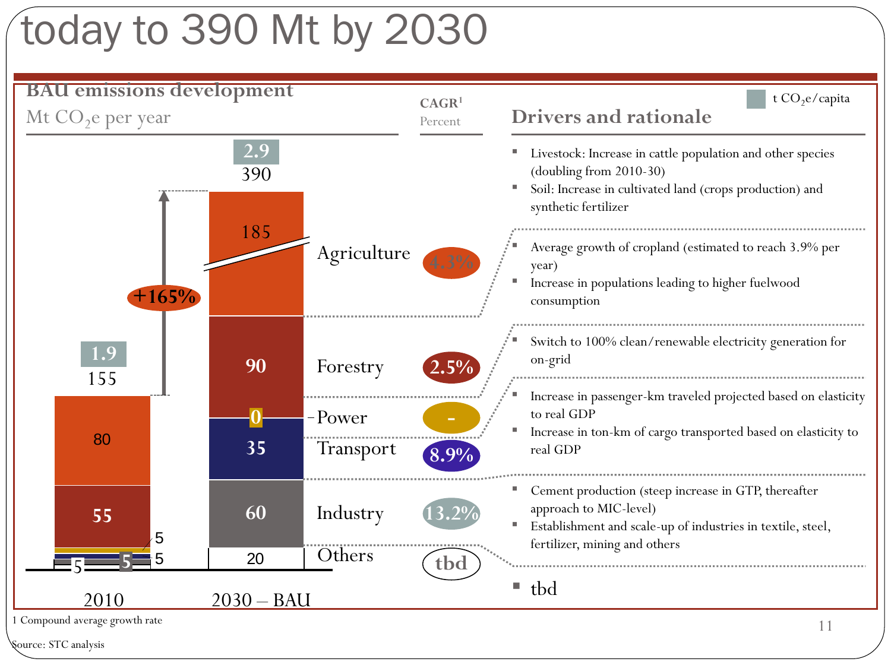# today to 390 Mt by 2030

## BAU emissions development

Mt $CO_2$e per year

| Sector | 2010 | 2030 – BAU | CAGR[1] (Percent) | Drivers and rationale |
|---|---|---|---|---|
| Agriculture | 80 | 185 | 4.3% | Livestock: Increase in cattle population and other species (doubling from 2010-30); Soil: Increase in cultivated land (crops production) and synthetic fertilizer |
| Forestry | 55 | 90 | 2.5% | Average growth of cropland (estimated to reach 3.9% per year); Increase in populations leading to higher fuelwood consumption |
| Power | 5 | 0 | - | Switch to 100% clean/renewable electricity generation for on-grid |
| Transport | 5 | 35 | 8.9% | Increase in passenger-km traveled projected based on elasticity to real GDP; Increase in ton-km of cargo transported based on elasticity to real GDP |
| Industry | 5 | 60 | 13.2% | Cement production (steep increase in GTP, thereafter approach to MIC-level); Establishment and scale-up of industries in textile, steel, fertilizer, mining and others |
| Others | 5 | 20 | tbd | tbd |
| **Total** | **155** | **390** | | |
| t $CO_2$e/capita | 1.9 | 2.9 | | |

+165%

1 Compound average growth rate

Source: STC analysis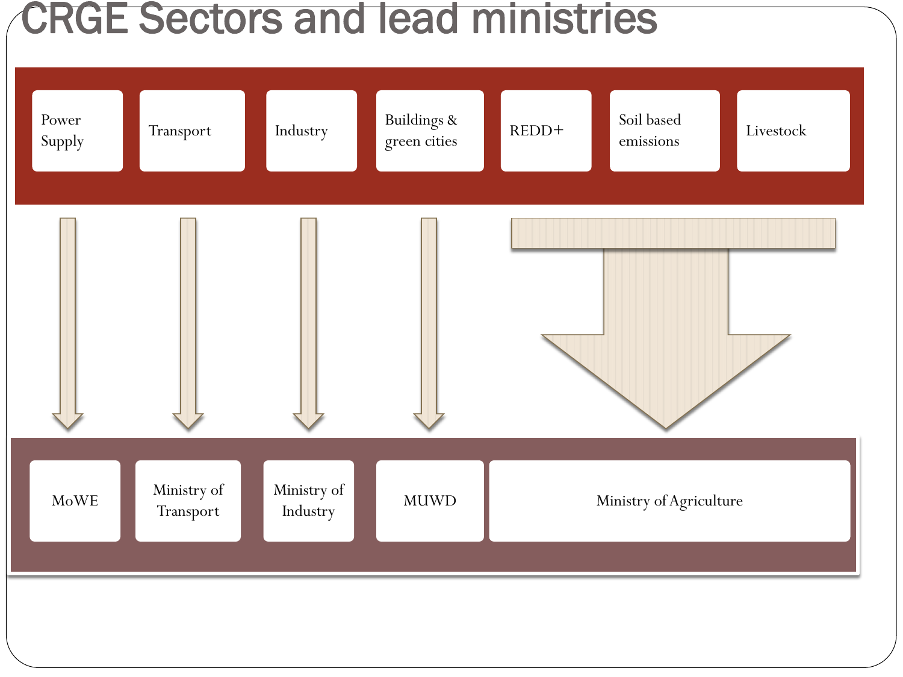# CRGE Sectors and lead ministries

| Sector | Lead ministry |
| --- | --- |
| Power Supply | MoWE |
| Transport | Ministry of Transport |
| Industry | Ministry of Industry |
| Buildings & green cities | MUWD |
| REDD+ | Ministry of Agriculture |
| Soil based emissions | Ministry of Agriculture |
| Livestock | Ministry of Agriculture |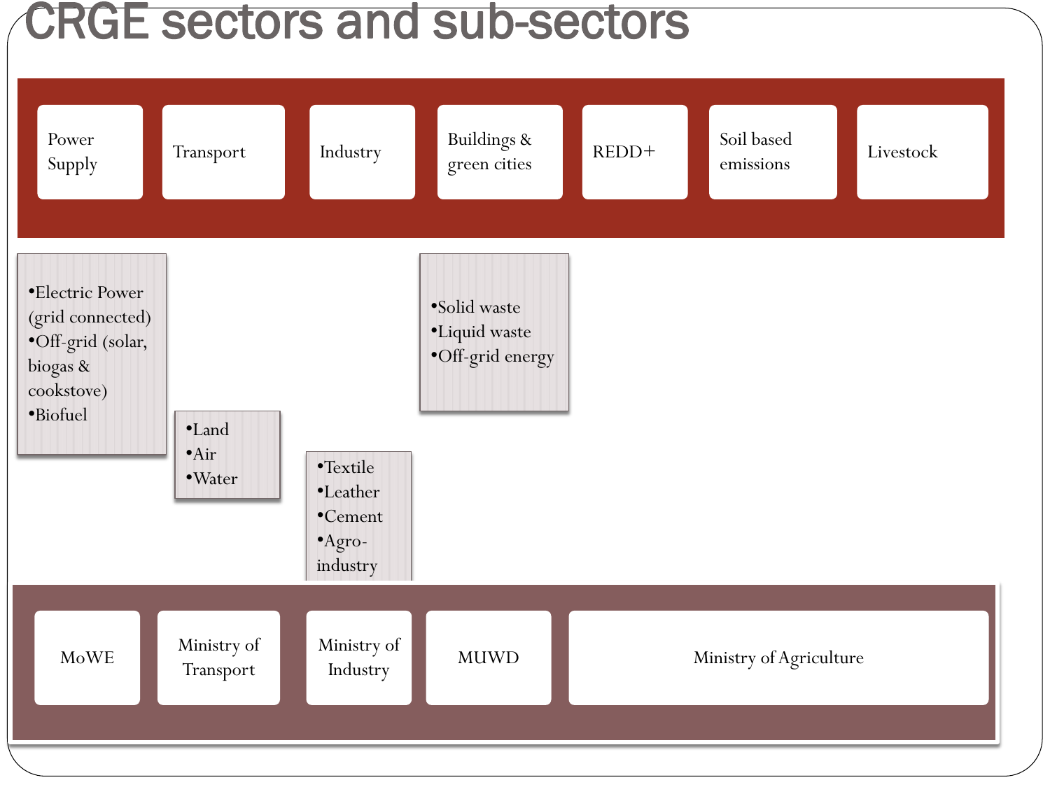# CRGE sectors and sub-sectors

| Power Supply | Transport | Industry | Buildings & green cities | REDD+ | Soil based emissions | Livestock |
|---|---|---|---|---|---|---|
| •Electric Power (grid connected)<br>•Off-grid (solar, biogas & cookstove)<br>•Biofuel | •Land<br>•Air<br>•Water | •Textile<br>•Leather<br>•Cement<br>•Agro-industry | •Solid waste<br>•Liquid waste<br>•Off-grid energy | | | |
| MoWE | Ministry of Transport | Ministry of Industry | MUWD | Ministry of Agriculture | | |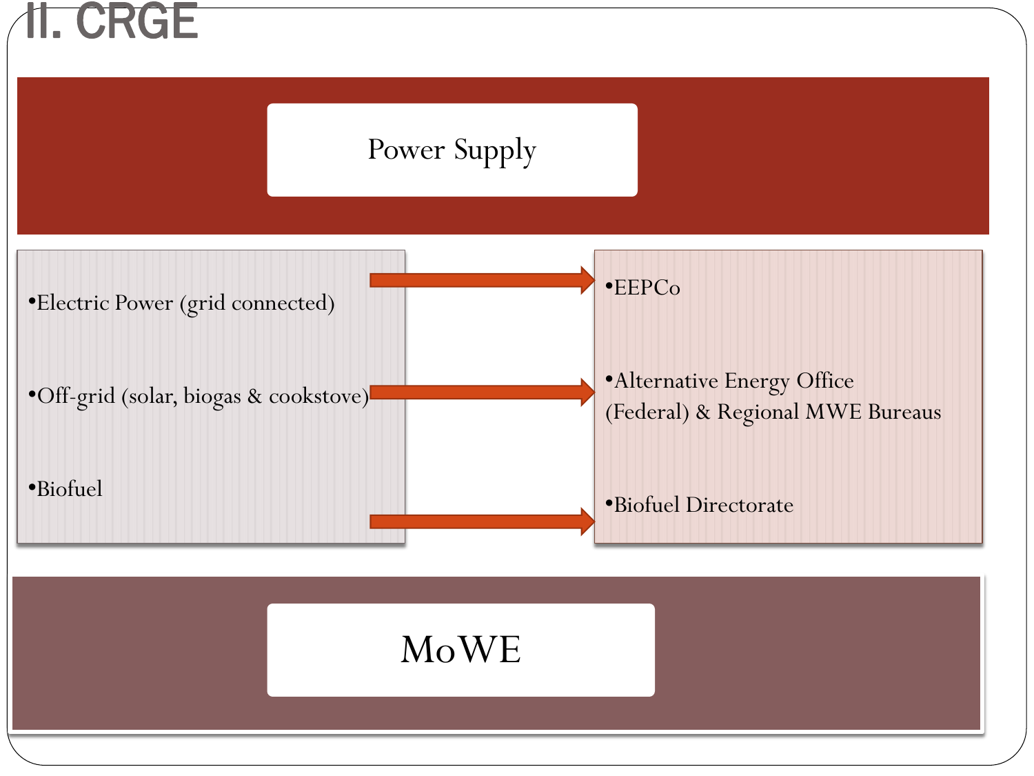# II. CRGE

## Power Supply

| Power Supply | Responsible body |
| --- | --- |
| Electric Power (grid connected) | EEPCo |
| Off-grid (solar, biogas & cookstove) | Alternative Energy Office (Federal) & Regional MWE Bureaus |
| Biofuel | Biofuel Directorate |

## MoWE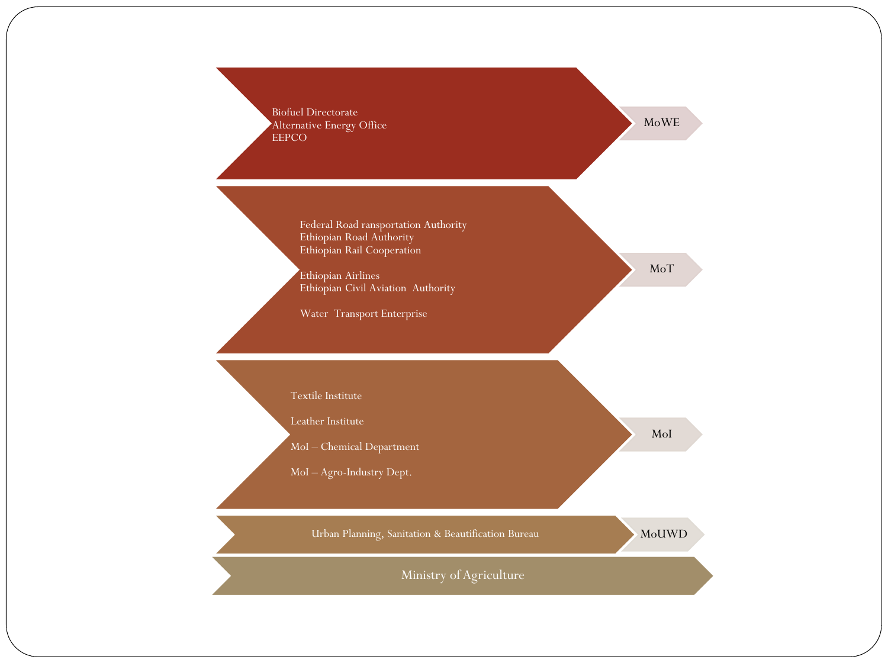## MoWE

- Biofuel Directorate
- Alternative Energy Office
- EEPCO

## MoT

- Federal Road ransportation Authority
- Ethiopian Road Authority
- Ethiopian Rail Cooperation

- Ethiopian Airlines
- Ethiopian Civil Aviation Authority

- Water Transport Enterprise

## MoI

- Textile Institute
- Leather Institute
- MoI – Chemical Department
- MoI – Agro-Industry Dept.

## MoUWD

- Urban Planning, Sanitation & Beautification Bureau

## Ministry of Agriculture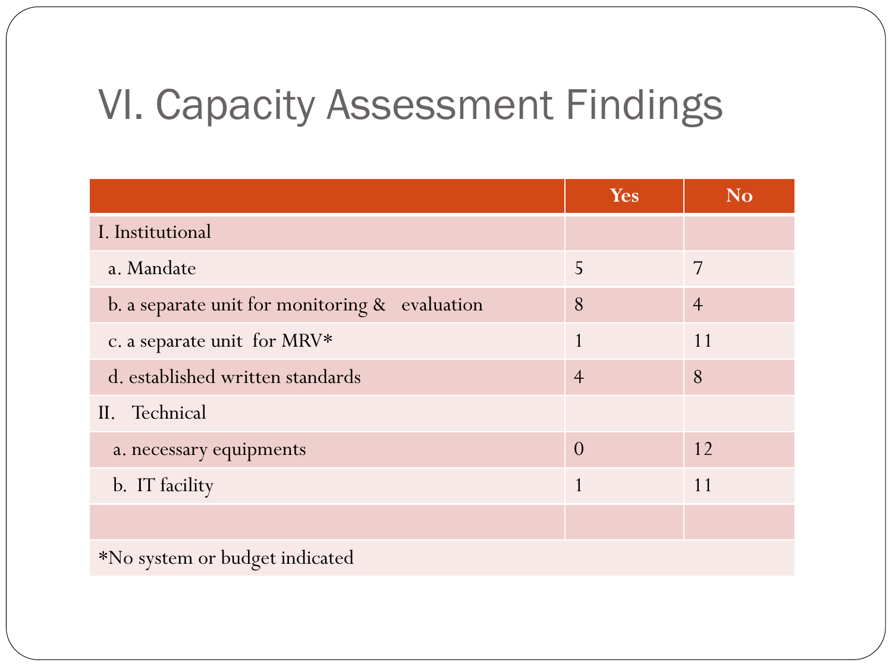# VI. Capacity Assessment Findings

| | Yes | No |
|---|---|---|
| I. Institutional | | |
| a. Mandate | 5 | 7 |
| b. a separate unit for monitoring & evaluation | 8 | 4 |
| c. a separate unit for MRV* | 1 | 11 |
| d. established written standards | 4 | 8 |
| II. Technical | | |
| a. necessary equipments | 0 | 12 |
| b. IT facility | 1 | 11 |
| | | |
| *No system or budget indicated | | |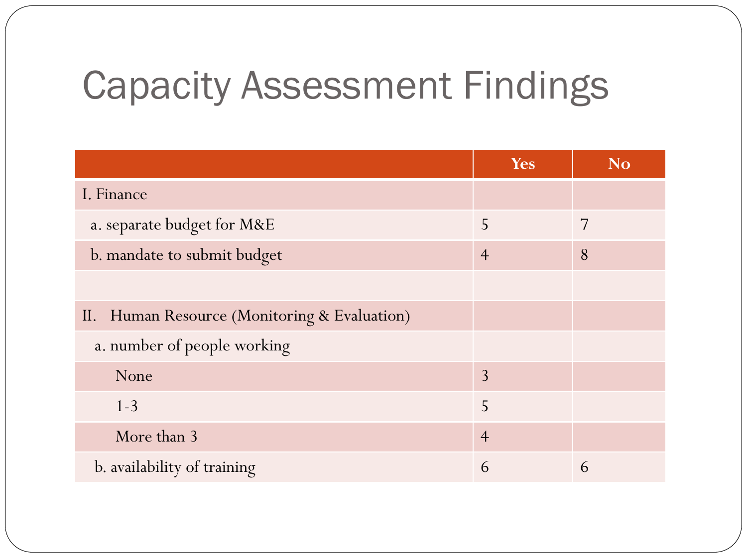# Capacity Assessment Findings

| | Yes | No |
|---|---|---|
| I. Finance | | |
| a. separate budget for M&E | 5 | 7 |
| b. mandate to submit budget | 4 | 8 |
| | | |
| II. Human Resource (Monitoring & Evaluation) | | |
| a. number of people working | | |
| None | 3 | |
| 1-3 | 5 | |
| More than 3 | 4 | |
| b. availability of training | 6 | 6 |